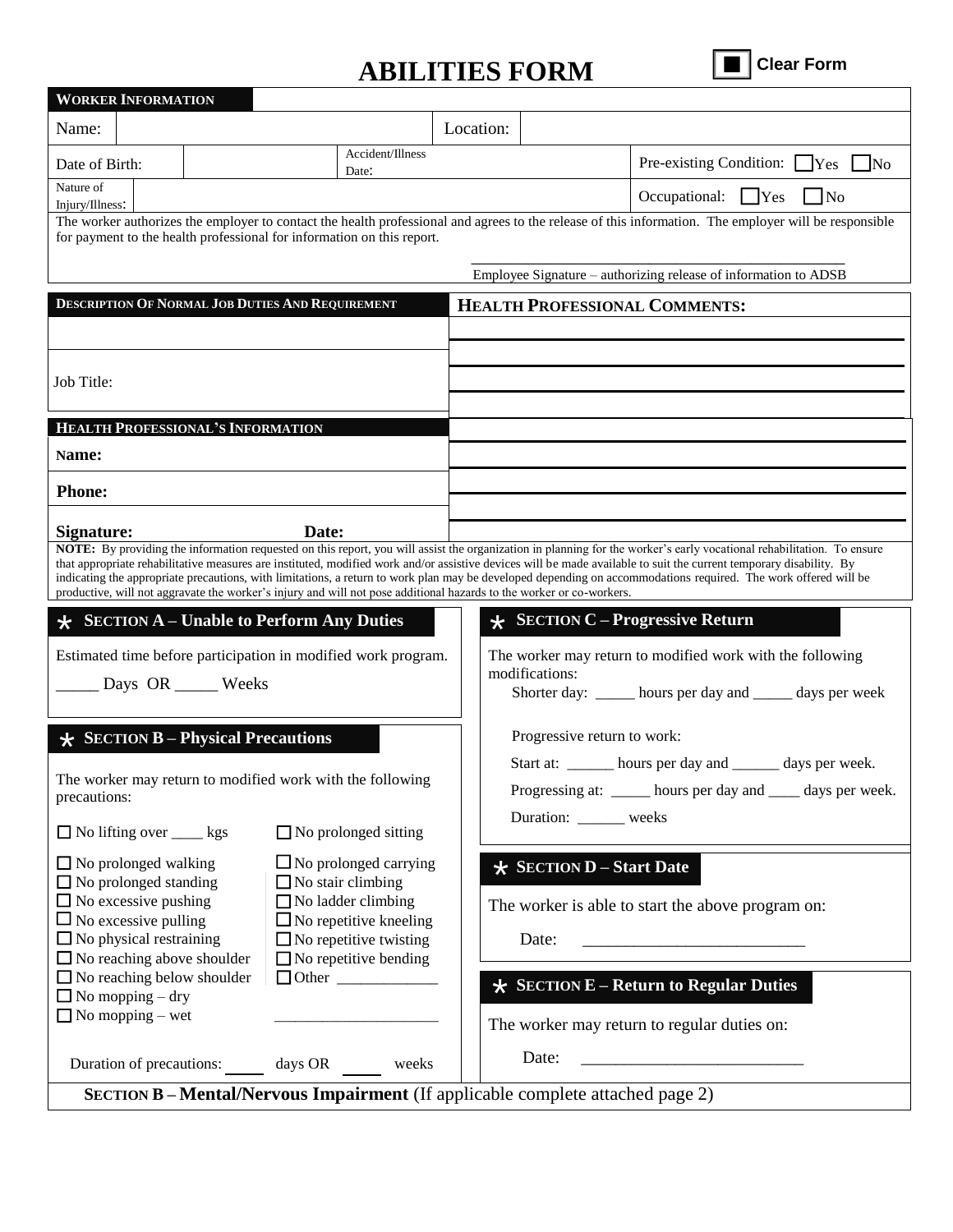# ABILITIES FORM

Clear Form

**WORKER INFORMATION**

| | | | |
|---|---|---|---|
| Name: | | Location: | |
| Date of Birth: | Accident/Illness Date: | | Pre-existing Condition: ☐ Yes ☐ No |
| Nature of Injury/Illness: | | | Occupational: ☐ Yes ☐ No |

The worker authorizes the employer to contact the health professional and agrees to the release of this information. The employer will be responsible for payment to the health professional for information on this report.

_______________________________________________
Employee Signature – authorizing release of information to ADSB

**DESCRIPTION OF NORMAL JOB DUTIES AND REQUIREMENT**

Job Title:

**HEALTH PROFESSIONAL'S INFORMATION**

**Name:**

**Phone:**

**Signature:** **Date:**

**HEALTH PROFESSIONAL COMMENTS:**

**NOTE:** By providing the information requested on this report, you will assist the organization in planning for the worker's early vocational rehabilitation. To ensure that appropriate rehabilitative measures are instituted, modified work and/or assistive devices will be made available to suit the current temporary disability. By indicating the appropriate precautions, with limitations, a return to work plan may be developed depending on accommodations required. The work offered will be productive, will not aggravate the worker's injury and will not pose additional hazards to the worker or co-workers.

## * SECTION A – Unable to Perform Any Duties

Estimated time before participation in modified work program.

_____ Days OR _____ Weeks

## * SECTION B – Physical Precautions

The worker may return to modified work with the following precautions:

- ☐ No lifting over ____ kgs
- ☐ No prolonged sitting
- ☐ No prolonged walking
- ☐ No prolonged carrying
- ☐ No prolonged standing
- ☐ No stair climbing
- ☐ No excessive pushing
- ☐ No ladder climbing
- ☐ No excessive pulling
- ☐ No repetitive kneeling
- ☐ No physical restraining
- ☐ No repetitive twisting
- ☐ No reaching above shoulder
- ☐ No repetitive bending
- ☐ No reaching below shoulder
- ☐ Other _____________
- ☐ No mopping – dry
- ☐ No mopping – wet

____________________

Duration of precautions: _____ days OR _____ weeks

## * SECTION C – Progressive Return

The worker may return to modified work with the following modifications:

Shorter day: _____ hours per day and _____ days per week

Progressive return to work:

Start at: ______ hours per day and ______ days per week.

Progressing at: _____ hours per day and ____ days per week.

Duration: ______ weeks

## * SECTION D – Start Date

The worker is able to start the above program on:

Date: __________________________

## * SECTION E – Return to Regular Duties

The worker may return to regular duties on:

Date: __________________________

**SECTION B – Mental/Nervous Impairment** (If applicable complete attached page 2)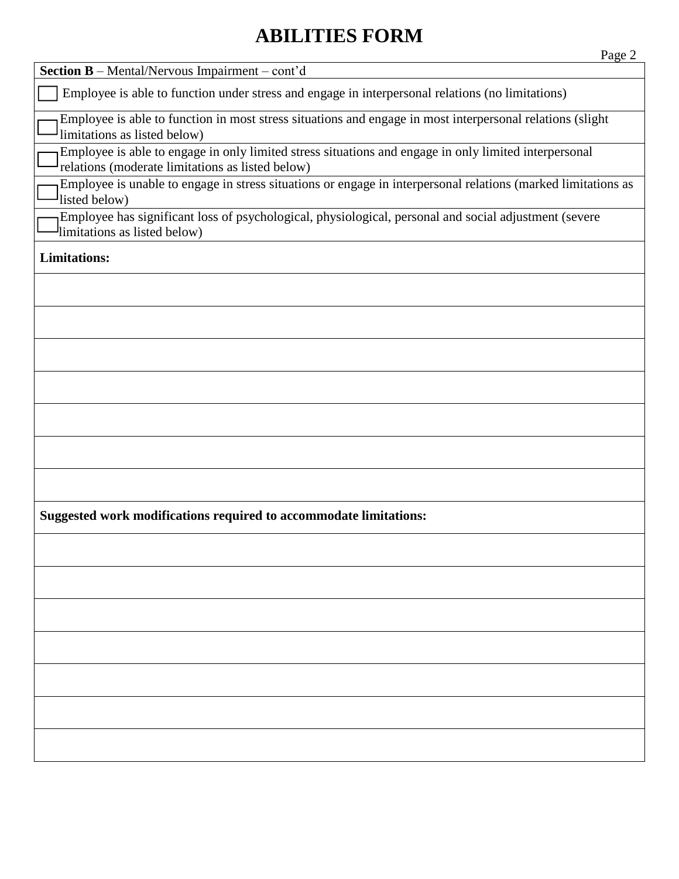# ABILITIES FORM

**Section B** – Mental/Nervous Impairment – cont'd

- ☐ Employee is able to function under stress and engage in interpersonal relations (no limitations)
- ☐ Employee is able to function in most stress situations and engage in most interpersonal relations (slight limitations as listed below)
- ☐ Employee is able to engage in only limited stress situations and engage in only limited interpersonal relations (moderate limitations as listed below)
- ☐ Employee is unable to engage in stress situations or engage in interpersonal relations (marked limitations as listed below)
- ☐ Employee has significant loss of psychological, physiological, personal and social adjustment (severe limitations as listed below)

**Limitations:**

**Suggested work modifications required to accommodate limitations:**